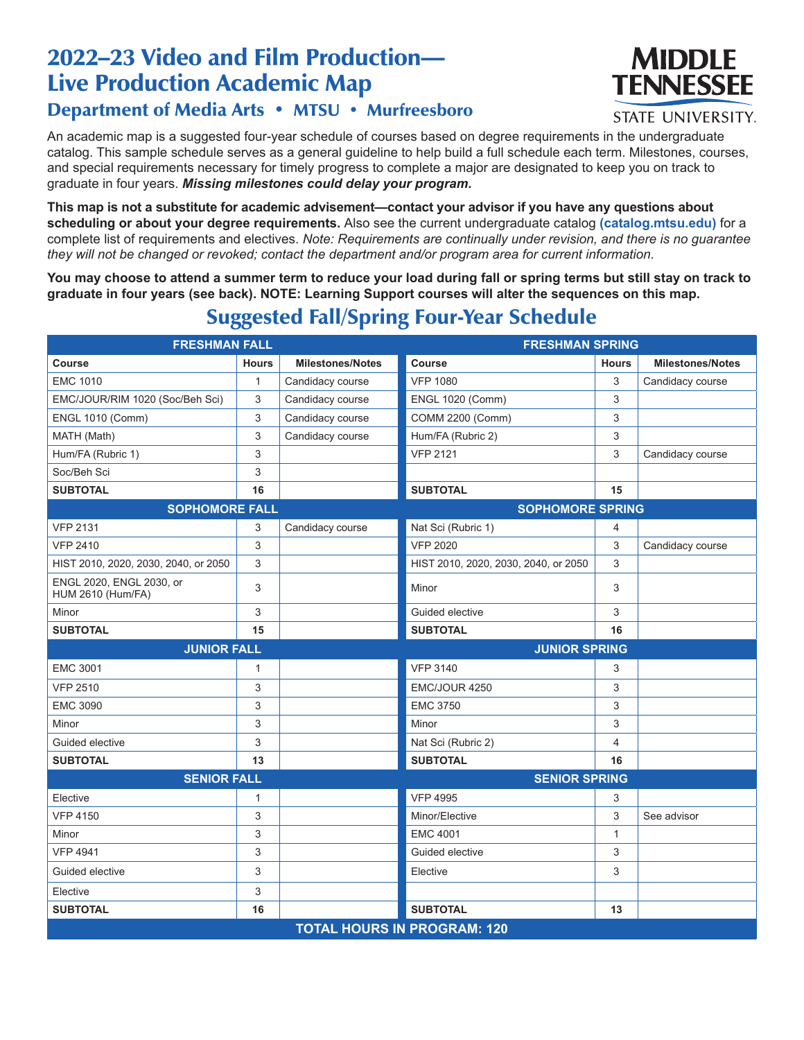# 2022–23 Video and Film Production—Live Production Academic Map

## Department of Media Arts • MTSU • Murfreesboro

MIDDLE TENNESSEE STATE UNIVERSITY.

An academic map is a suggested four-year schedule of courses based on degree requirements in the undergraduate catalog. This sample schedule serves as a general guideline to help build a full schedule each term. Milestones, courses, and special requirements necessary for timely progress to complete a major are designated to keep you on track to graduate in four years. ***Missing milestones could delay your program.***

**This map is not a substitute for academic advisement—contact your advisor if you have any questions about scheduling or about your degree requirements.** Also see the current undergraduate catalog **(catalog.mtsu.edu)** for a complete list of requirements and electives. *Note: Requirements are continually under revision, and there is no guarantee they will not be changed or revoked; contact the department and/or program area for current information.*

**You may choose to attend a summer term to reduce your load during fall or spring terms but still stay on track to graduate in four years (see back). NOTE: Learning Support courses will alter the sequences on this map.**

## Suggested Fall/Spring Four-Year Schedule

| FRESHMAN FALL | | | FRESHMAN SPRING | | |
|---|---|---|---|---|---|
| **Course** | **Hours** | **Milestones/Notes** | **Course** | **Hours** | **Milestones/Notes** |
| EMC 1010 | 1 | Candidacy course | VFP 1080 | 3 | Candidacy course |
| EMC/JOUR/RIM 1020 (Soc/Beh Sci) | 3 | Candidacy course | ENGL 1020 (Comm) | 3 | |
| ENGL 1010 (Comm) | 3 | Candidacy course | COMM 2200 (Comm) | 3 | |
| MATH (Math) | 3 | Candidacy course | Hum/FA (Rubric 2) | 3 | |
| Hum/FA (Rubric 1) | 3 | | VFP 2121 | 3 | Candidacy course |
| Soc/Beh Sci | 3 | | | | |
| **SUBTOTAL** | **16** | | **SUBTOTAL** | **15** | |
| **SOPHOMORE FALL** | | | **SOPHOMORE SPRING** | | |
| VFP 2131 | 3 | Candidacy course | Nat Sci (Rubric 1) | 4 | |
| VFP 2410 | 3 | | VFP 2020 | 3 | Candidacy course |
| HIST 2010, 2020, 2030, 2040, or 2050 | 3 | | HIST 2010, 2020, 2030, 2040, or 2050 | 3 | |
| ENGL 2020, ENGL 2030, or HUM 2610 (Hum/FA) | 3 | | Minor | 3 | |
| Minor | 3 | | Guided elective | 3 | |
| **SUBTOTAL** | **15** | | **SUBTOTAL** | **16** | |
| **JUNIOR FALL** | | | **JUNIOR SPRING** | | |
| EMC 3001 | 1 | | VFP 3140 | 3 | |
| VFP 2510 | 3 | | EMC/JOUR 4250 | 3 | |
| EMC 3090 | 3 | | EMC 3750 | 3 | |
| Minor | 3 | | Minor | 3 | |
| Guided elective | 3 | | Nat Sci (Rubric 2) | 4 | |
| **SUBTOTAL** | **13** | | **SUBTOTAL** | **16** | |
| **SENIOR FALL** | | | **SENIOR SPRING** | | |
| Elective | 1 | | VFP 4995 | 3 | |
| VFP 4150 | 3 | | Minor/Elective | 3 | See advisor |
| Minor | 3 | | EMC 4001 | 1 | |
| VFP 4941 | 3 | | Guided elective | 3 | |
| Guided elective | 3 | | Elective | 3 | |
| Elective | 3 | | | | |
| **SUBTOTAL** | **16** | | **SUBTOTAL** | **13** | |
| **TOTAL HOURS IN PROGRAM: 120** | | | | | |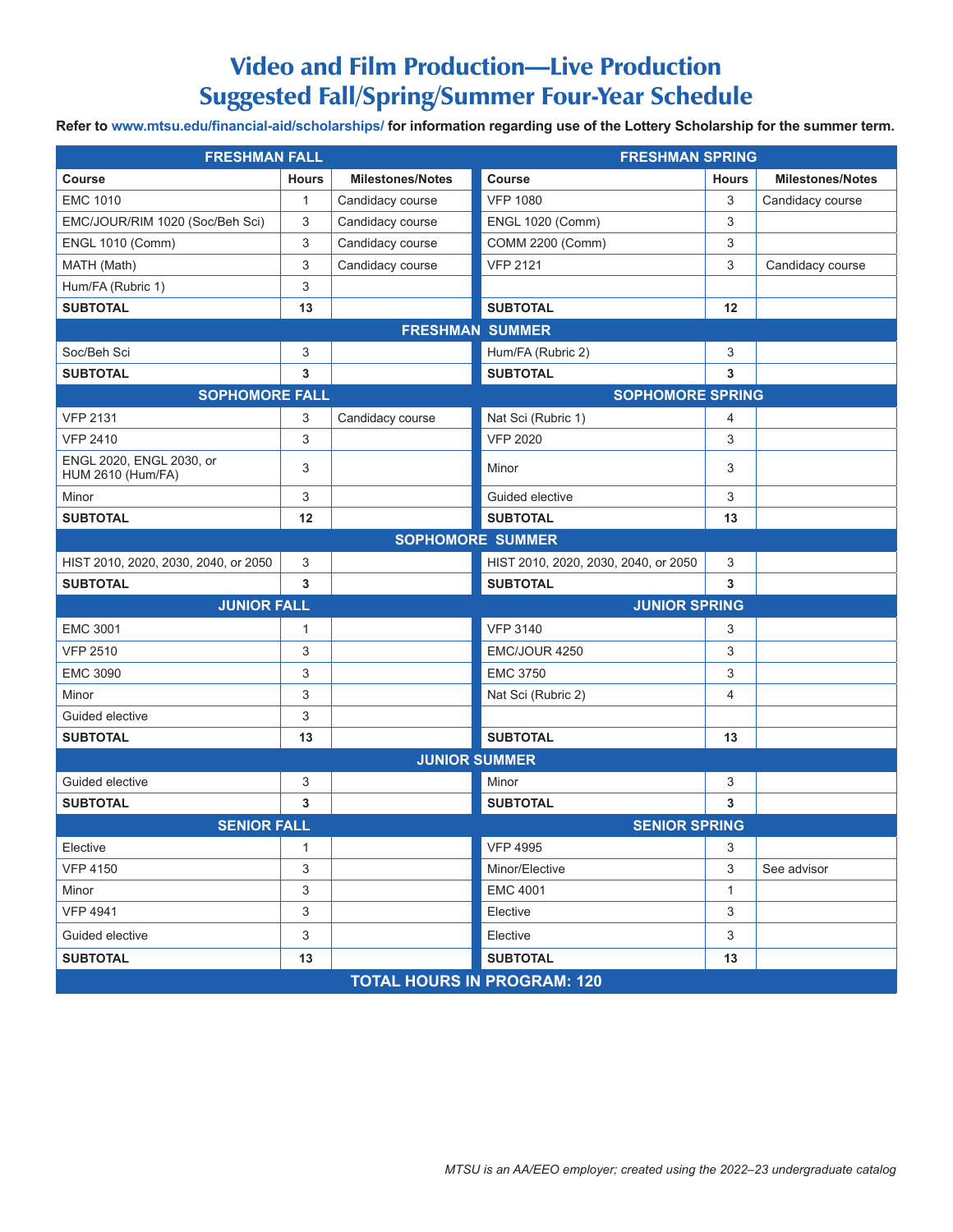# Video and Film Production—Live Production
# Suggested Fall/Spring/Summer Four-Year Schedule

**Refer to www.mtsu.edu/financial-aid/scholarships/ for information regarding use of the Lottery Scholarship for the summer term.**

| **FRESHMAN FALL** | | | **FRESHMAN SPRING** | | |
|---|---|---|---|---|---|
| **Course** | **Hours** | **Milestones/Notes** | **Course** | **Hours** | **Milestones/Notes** |
| EMC 1010 | 1 | Candidacy course | VFP 1080 | 3 | Candidacy course |
| EMC/JOUR/RIM 1020 (Soc/Beh Sci) | 3 | Candidacy course | ENGL 1020 (Comm) | 3 | |
| ENGL 1010 (Comm) | 3 | Candidacy course | COMM 2200 (Comm) | 3 | |
| MATH (Math) | 3 | Candidacy course | VFP 2121 | 3 | Candidacy course |
| Hum/FA (Rubric 1) | 3 | | | | |
| **SUBTOTAL** | **13** | | **SUBTOTAL** | **12** | |
| **FRESHMAN SUMMER** | | | | | |
| Soc/Beh Sci | 3 | | Hum/FA (Rubric 2) | 3 | |
| **SUBTOTAL** | **3** | | **SUBTOTAL** | **3** | |
| **SOPHOMORE FALL** | | | **SOPHOMORE SPRING** | | |
| VFP 2131 | 3 | Candidacy course | Nat Sci (Rubric 1) | 4 | |
| VFP 2410 | 3 | | VFP 2020 | 3 | |
| ENGL 2020, ENGL 2030, or HUM 2610 (Hum/FA) | 3 | | Minor | 3 | |
| Minor | 3 | | Guided elective | 3 | |
| **SUBTOTAL** | **12** | | **SUBTOTAL** | **13** | |
| **SOPHOMORE SUMMER** | | | | | |
| HIST 2010, 2020, 2030, 2040, or 2050 | 3 | | HIST 2010, 2020, 2030, 2040, or 2050 | 3 | |
| **SUBTOTAL** | **3** | | **SUBTOTAL** | **3** | |
| **JUNIOR FALL** | | | **JUNIOR SPRING** | | |
| EMC 3001 | 1 | | VFP 3140 | 3 | |
| VFP 2510 | 3 | | EMC/JOUR 4250 | 3 | |
| EMC 3090 | 3 | | EMC 3750 | 3 | |
| Minor | 3 | | Nat Sci (Rubric 2) | 4 | |
| Guided elective | 3 | | | | |
| **SUBTOTAL** | **13** | | **SUBTOTAL** | **13** | |
| **JUNIOR SUMMER** | | | | | |
| Guided elective | 3 | | Minor | 3 | |
| **SUBTOTAL** | **3** | | **SUBTOTAL** | **3** | |
| **SENIOR FALL** | | | **SENIOR SPRING** | | |
| Elective | 1 | | VFP 4995 | 3 | |
| VFP 4150 | 3 | | Minor/Elective | 3 | See advisor |
| Minor | 3 | | EMC 4001 | 1 | |
| VFP 4941 | 3 | | Elective | 3 | |
| Guided elective | 3 | | Elective | 3 | |
| **SUBTOTAL** | **13** | | **SUBTOTAL** | **13** | |
| **TOTAL HOURS IN PROGRAM: 120** | | | | | |

*MTSU is an AA/EEO employer; created using the 2022–23 undergraduate catalog*